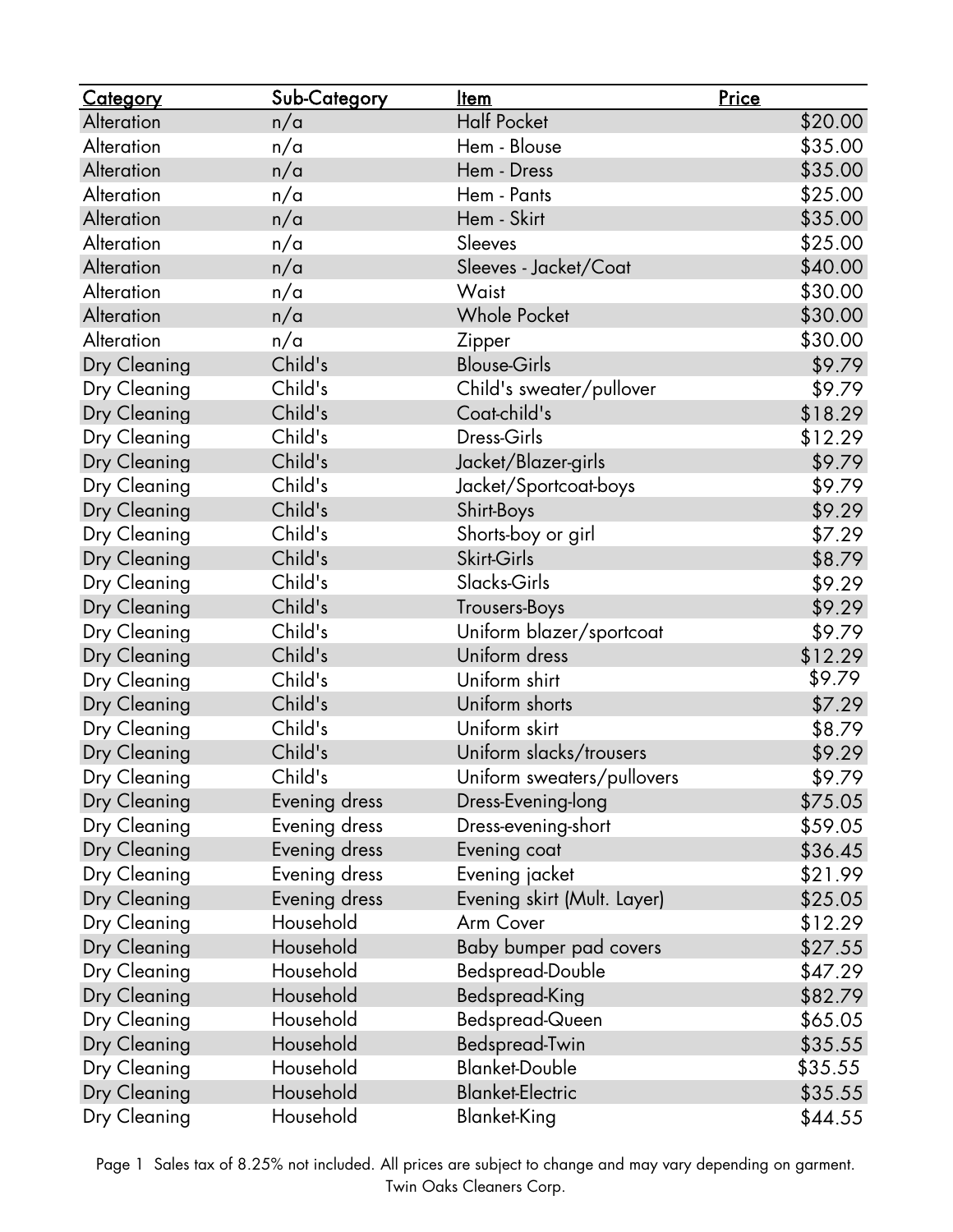| Category | Sub-Category | Item | Price |
|---|---|---|---|
| Alteration | n/a | Half Pocket | $20.00 |
| Alteration | n/a | Hem - Blouse | $35.00 |
| Alteration | n/a | Hem - Dress | $35.00 |
| Alteration | n/a | Hem - Pants | $25.00 |
| Alteration | n/a | Hem - Skirt | $35.00 |
| Alteration | n/a | Sleeves | $25.00 |
| Alteration | n/a | Sleeves - Jacket/Coat | $40.00 |
| Alteration | n/a | Waist | $30.00 |
| Alteration | n/a | Whole Pocket | $30.00 |
| Alteration | n/a | Zipper | $30.00 |
| Dry Cleaning | Child's | Blouse-Girls | $9.79 |
| Dry Cleaning | Child's | Child's sweater/pullover | $9.79 |
| Dry Cleaning | Child's | Coat-child's | $18.29 |
| Dry Cleaning | Child's | Dress-Girls | $12.29 |
| Dry Cleaning | Child's | Jacket/Blazer-girls | $9.79 |
| Dry Cleaning | Child's | Jacket/Sportcoat-boys | $9.79 |
| Dry Cleaning | Child's | Shirt-Boys | $9.29 |
| Dry Cleaning | Child's | Shorts-boy or girl | $7.29 |
| Dry Cleaning | Child's | Skirt-Girls | $8.79 |
| Dry Cleaning | Child's | Slacks-Girls | $9.29 |
| Dry Cleaning | Child's | Trousers-Boys | $9.29 |
| Dry Cleaning | Child's | Uniform blazer/sportcoat | $9.79 |
| Dry Cleaning | Child's | Uniform dress | $12.29 |
| Dry Cleaning | Child's | Uniform shirt | $9.79 |
| Dry Cleaning | Child's | Uniform shorts | $7.29 |
| Dry Cleaning | Child's | Uniform skirt | $8.79 |
| Dry Cleaning | Child's | Uniform slacks/trousers | $9.29 |
| Dry Cleaning | Child's | Uniform sweaters/pullovers | $9.79 |
| Dry Cleaning | Evening dress | Dress-Evening-long | $75.05 |
| Dry Cleaning | Evening dress | Dress-evening-short | $59.05 |
| Dry Cleaning | Evening dress | Evening coat | $36.45 |
| Dry Cleaning | Evening dress | Evening jacket | $21.99 |
| Dry Cleaning | Evening dress | Evening skirt (Mult. Layer) | $25.05 |
| Dry Cleaning | Household | Arm Cover | $12.29 |
| Dry Cleaning | Household | Baby bumper pad covers | $27.55 |
| Dry Cleaning | Household | Bedspread-Double | $47.29 |
| Dry Cleaning | Household | Bedspread-King | $82.79 |
| Dry Cleaning | Household | Bedspread-Queen | $65.05 |
| Dry Cleaning | Household | Bedspread-Twin | $35.55 |
| Dry Cleaning | Household | Blanket-Double | $35.55 |
| Dry Cleaning | Household | Blanket-Electric | $35.55 |
| Dry Cleaning | Household | Blanket-King | $44.55 |

Sales tax of 8.25% not included. All prices are subject to change and may vary depending on garment.
Twin Oaks Cleaners Corp.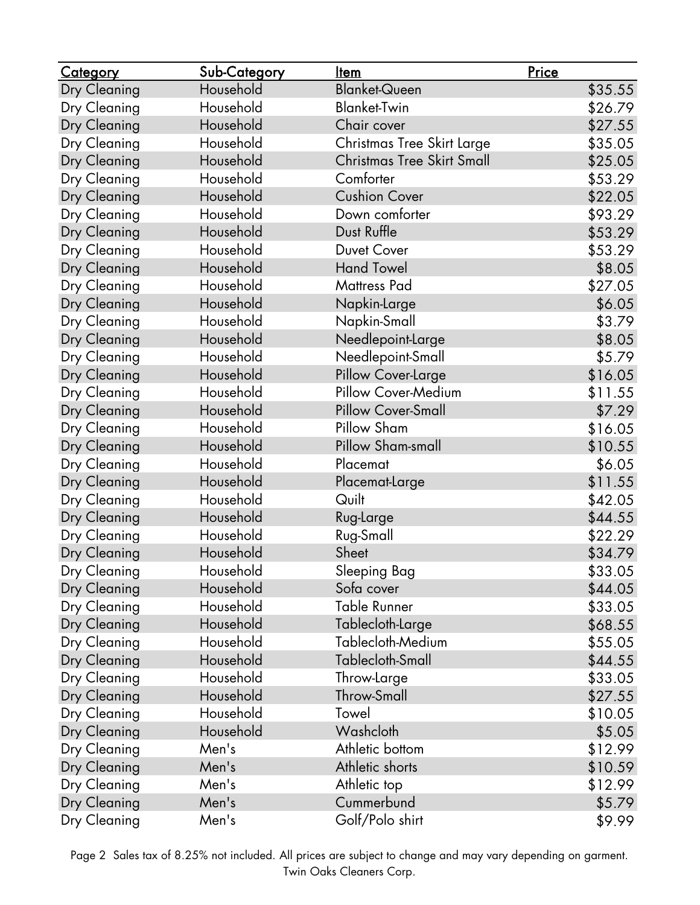| Category | Sub-Category | Item | Price |
|---|---|---|---|
| Dry Cleaning | Household | Blanket-Queen | $35.55 |
| Dry Cleaning | Household | Blanket-Twin | $26.79 |
| Dry Cleaning | Household | Chair cover | $27.55 |
| Dry Cleaning | Household | Christmas Tree Skirt Large | $35.05 |
| Dry Cleaning | Household | Christmas Tree Skirt Small | $25.05 |
| Dry Cleaning | Household | Comforter | $53.29 |
| Dry Cleaning | Household | Cushion Cover | $22.05 |
| Dry Cleaning | Household | Down comforter | $93.29 |
| Dry Cleaning | Household | Dust Ruffle | $53.29 |
| Dry Cleaning | Household | Duvet Cover | $53.29 |
| Dry Cleaning | Household | Hand Towel | $8.05 |
| Dry Cleaning | Household | Mattress Pad | $27.05 |
| Dry Cleaning | Household | Napkin-Large | $6.05 |
| Dry Cleaning | Household | Napkin-Small | $3.79 |
| Dry Cleaning | Household | Needlepoint-Large | $8.05 |
| Dry Cleaning | Household | Needlepoint-Small | $5.79 |
| Dry Cleaning | Household | Pillow Cover-Large | $16.05 |
| Dry Cleaning | Household | Pillow Cover-Medium | $11.55 |
| Dry Cleaning | Household | Pillow Cover-Small | $7.29 |
| Dry Cleaning | Household | Pillow Sham | $16.05 |
| Dry Cleaning | Household | Pillow Sham-small | $10.55 |
| Dry Cleaning | Household | Placemat | $6.05 |
| Dry Cleaning | Household | Placemat-Large | $11.55 |
| Dry Cleaning | Household | Quilt | $42.05 |
| Dry Cleaning | Household | Rug-Large | $44.55 |
| Dry Cleaning | Household | Rug-Small | $22.29 |
| Dry Cleaning | Household | Sheet | $34.79 |
| Dry Cleaning | Household | Sleeping Bag | $33.05 |
| Dry Cleaning | Household | Sofa cover | $44.05 |
| Dry Cleaning | Household | Table Runner | $33.05 |
| Dry Cleaning | Household | Tablecloth-Large | $68.55 |
| Dry Cleaning | Household | Tablecloth-Medium | $55.05 |
| Dry Cleaning | Household | Tablecloth-Small | $44.55 |
| Dry Cleaning | Household | Throw-Large | $33.05 |
| Dry Cleaning | Household | Throw-Small | $27.55 |
| Dry Cleaning | Household | Towel | $10.05 |
| Dry Cleaning | Household | Washcloth | $5.05 |
| Dry Cleaning | Men's | Athletic bottom | $12.99 |
| Dry Cleaning | Men's | Athletic shorts | $10.59 |
| Dry Cleaning | Men's | Athletic top | $12.99 |
| Dry Cleaning | Men's | Cummerbund | $5.79 |
| Dry Cleaning | Men's | Golf/Polo shirt | $9.99 |

Sales tax of 8.25% not included. All prices are subject to change and may vary depending on garment.
Twin Oaks Cleaners Corp.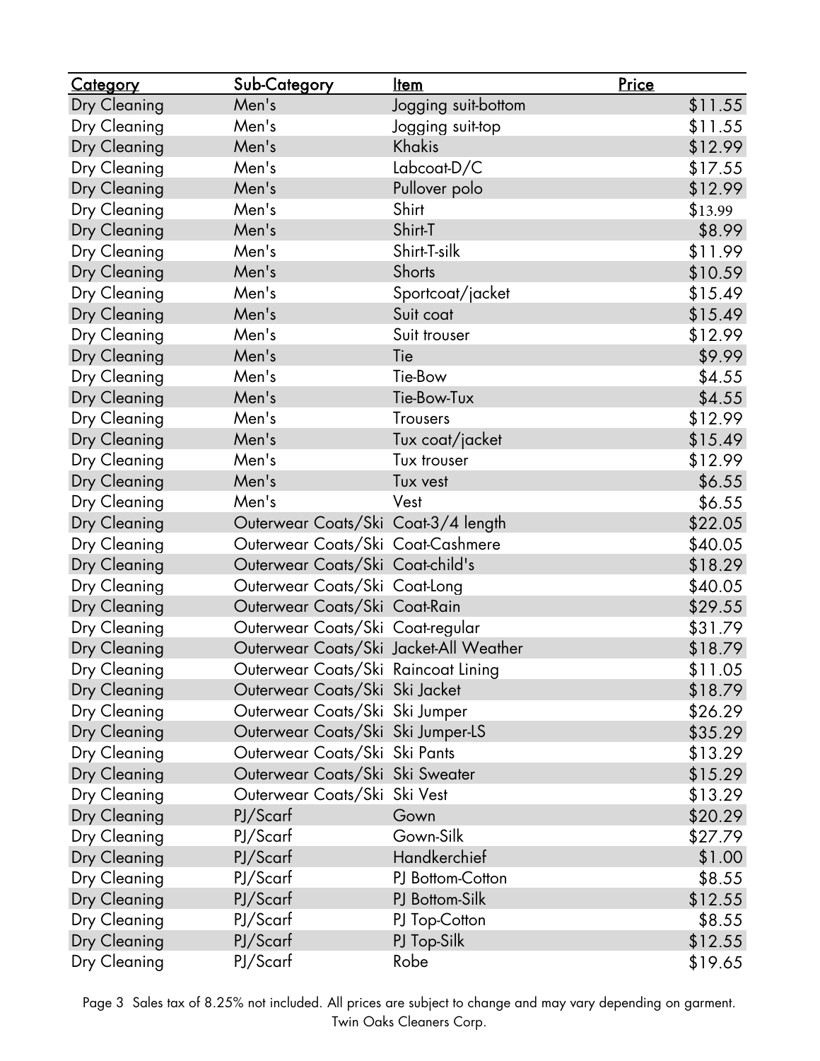| Category | Sub-Category | Item | Price |
| --- | --- | --- | --- |
| Dry Cleaning | Men's | Jogging suit-bottom | $11.55 |
| Dry Cleaning | Men's | Jogging suit-top | $11.55 |
| Dry Cleaning | Men's | Khakis | $12.99 |
| Dry Cleaning | Men's | Labcoat-D/C | $17.55 |
| Dry Cleaning | Men's | Pullover polo | $12.99 |
| Dry Cleaning | Men's | Shirt | $13.99 |
| Dry Cleaning | Men's | Shirt-T | $8.99 |
| Dry Cleaning | Men's | Shirt-T-silk | $11.99 |
| Dry Cleaning | Men's | Shorts | $10.59 |
| Dry Cleaning | Men's | Sportcoat/jacket | $15.49 |
| Dry Cleaning | Men's | Suit coat | $15.49 |
| Dry Cleaning | Men's | Suit trouser | $12.99 |
| Dry Cleaning | Men's | Tie | $9.99 |
| Dry Cleaning | Men's | Tie-Bow | $4.55 |
| Dry Cleaning | Men's | Tie-Bow-Tux | $4.55 |
| Dry Cleaning | Men's | Trousers | $12.99 |
| Dry Cleaning | Men's | Tux coat/jacket | $15.49 |
| Dry Cleaning | Men's | Tux trouser | $12.99 |
| Dry Cleaning | Men's | Tux vest | $6.55 |
| Dry Cleaning | Men's | Vest | $6.55 |
| Dry Cleaning | Outerwear Coats/Ski | Coat-3/4 length | $22.05 |
| Dry Cleaning | Outerwear Coats/Ski | Coat-Cashmere | $40.05 |
| Dry Cleaning | Outerwear Coats/Ski | Coat-child's | $18.29 |
| Dry Cleaning | Outerwear Coats/Ski | Coat-Long | $40.05 |
| Dry Cleaning | Outerwear Coats/Ski | Coat-Rain | $29.55 |
| Dry Cleaning | Outerwear Coats/Ski | Coat-regular | $31.79 |
| Dry Cleaning | Outerwear Coats/Ski | Jacket-All Weather | $18.79 |
| Dry Cleaning | Outerwear Coats/Ski | Raincoat Lining | $11.05 |
| Dry Cleaning | Outerwear Coats/Ski | Ski Jacket | $18.79 |
| Dry Cleaning | Outerwear Coats/Ski | Ski Jumper | $26.29 |
| Dry Cleaning | Outerwear Coats/Ski | Ski Jumper-LS | $35.29 |
| Dry Cleaning | Outerwear Coats/Ski | Ski Pants | $13.29 |
| Dry Cleaning | Outerwear Coats/Ski | Ski Sweater | $15.29 |
| Dry Cleaning | Outerwear Coats/Ski | Ski Vest | $13.29 |
| Dry Cleaning | PJ/Scarf | Gown | $20.29 |
| Dry Cleaning | PJ/Scarf | Gown-Silk | $27.79 |
| Dry Cleaning | PJ/Scarf | Handkerchief | $1.00 |
| Dry Cleaning | PJ/Scarf | PJ Bottom-Cotton | $8.55 |
| Dry Cleaning | PJ/Scarf | PJ Bottom-Silk | $12.55 |
| Dry Cleaning | PJ/Scarf | PJ Top-Cotton | $8.55 |
| Dry Cleaning | PJ/Scarf | PJ Top-Silk | $12.55 |
| Dry Cleaning | PJ/Scarf | Robe | $19.65 |

Sales tax of 8.25% not included. All prices are subject to change and may vary depending on garment.
Twin Oaks Cleaners Corp.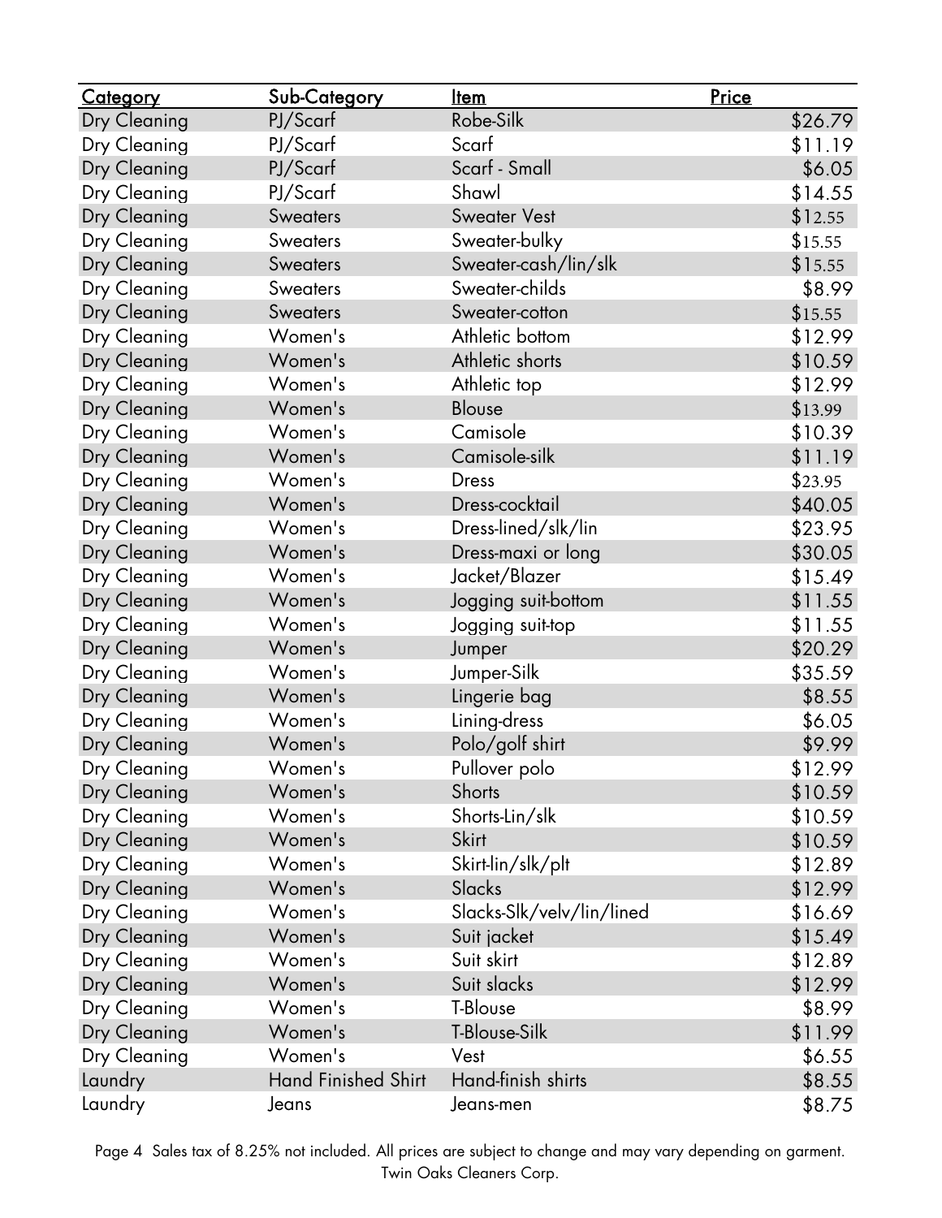| Category | Sub-Category | Item | Price |
|---|---|---|---|
| Dry Cleaning | PJ/Scarf | Robe-Silk | $26.79 |
| Dry Cleaning | PJ/Scarf | Scarf | $11.19 |
| Dry Cleaning | PJ/Scarf | Scarf - Small | $6.05 |
| Dry Cleaning | PJ/Scarf | Shawl | $14.55 |
| Dry Cleaning | Sweaters | Sweater Vest | $12.55 |
| Dry Cleaning | Sweaters | Sweater-bulky | $15.55 |
| Dry Cleaning | Sweaters | Sweater-cash/lin/slk | $15.55 |
| Dry Cleaning | Sweaters | Sweater-childs | $8.99 |
| Dry Cleaning | Sweaters | Sweater-cotton | $15.55 |
| Dry Cleaning | Women's | Athletic bottom | $12.99 |
| Dry Cleaning | Women's | Athletic shorts | $10.59 |
| Dry Cleaning | Women's | Athletic top | $12.99 |
| Dry Cleaning | Women's | Blouse | $13.99 |
| Dry Cleaning | Women's | Camisole | $10.39 |
| Dry Cleaning | Women's | Camisole-silk | $11.19 |
| Dry Cleaning | Women's | Dress | $23.95 |
| Dry Cleaning | Women's | Dress-cocktail | $40.05 |
| Dry Cleaning | Women's | Dress-lined/slk/lin | $23.95 |
| Dry Cleaning | Women's | Dress-maxi or long | $30.05 |
| Dry Cleaning | Women's | Jacket/Blazer | $15.49 |
| Dry Cleaning | Women's | Jogging suit-bottom | $11.55 |
| Dry Cleaning | Women's | Jogging suit-top | $11.55 |
| Dry Cleaning | Women's | Jumper | $20.29 |
| Dry Cleaning | Women's | Jumper-Silk | $35.59 |
| Dry Cleaning | Women's | Lingerie bag | $8.55 |
| Dry Cleaning | Women's | Lining-dress | $6.05 |
| Dry Cleaning | Women's | Polo/golf shirt | $9.99 |
| Dry Cleaning | Women's | Pullover polo | $12.99 |
| Dry Cleaning | Women's | Shorts | $10.59 |
| Dry Cleaning | Women's | Shorts-Lin/slk | $10.59 |
| Dry Cleaning | Women's | Skirt | $10.59 |
| Dry Cleaning | Women's | Skirt-lin/slk/plt | $12.89 |
| Dry Cleaning | Women's | Slacks | $12.99 |
| Dry Cleaning | Women's | Slacks-Slk/velv/lin/lined | $16.69 |
| Dry Cleaning | Women's | Suit jacket | $15.49 |
| Dry Cleaning | Women's | Suit skirt | $12.89 |
| Dry Cleaning | Women's | Suit slacks | $12.99 |
| Dry Cleaning | Women's | T-Blouse | $8.99 |
| Dry Cleaning | Women's | T-Blouse-Silk | $11.99 |
| Dry Cleaning | Women's | Vest | $6.55 |
| Laundry | Hand Finished Shirt | Hand-finish shirts | $8.55 |
| Laundry | Jeans | Jeans-men | $8.75 |

Sales tax of 8.25% not included. All prices are subject to change and may vary depending on garment.
Twin Oaks Cleaners Corp.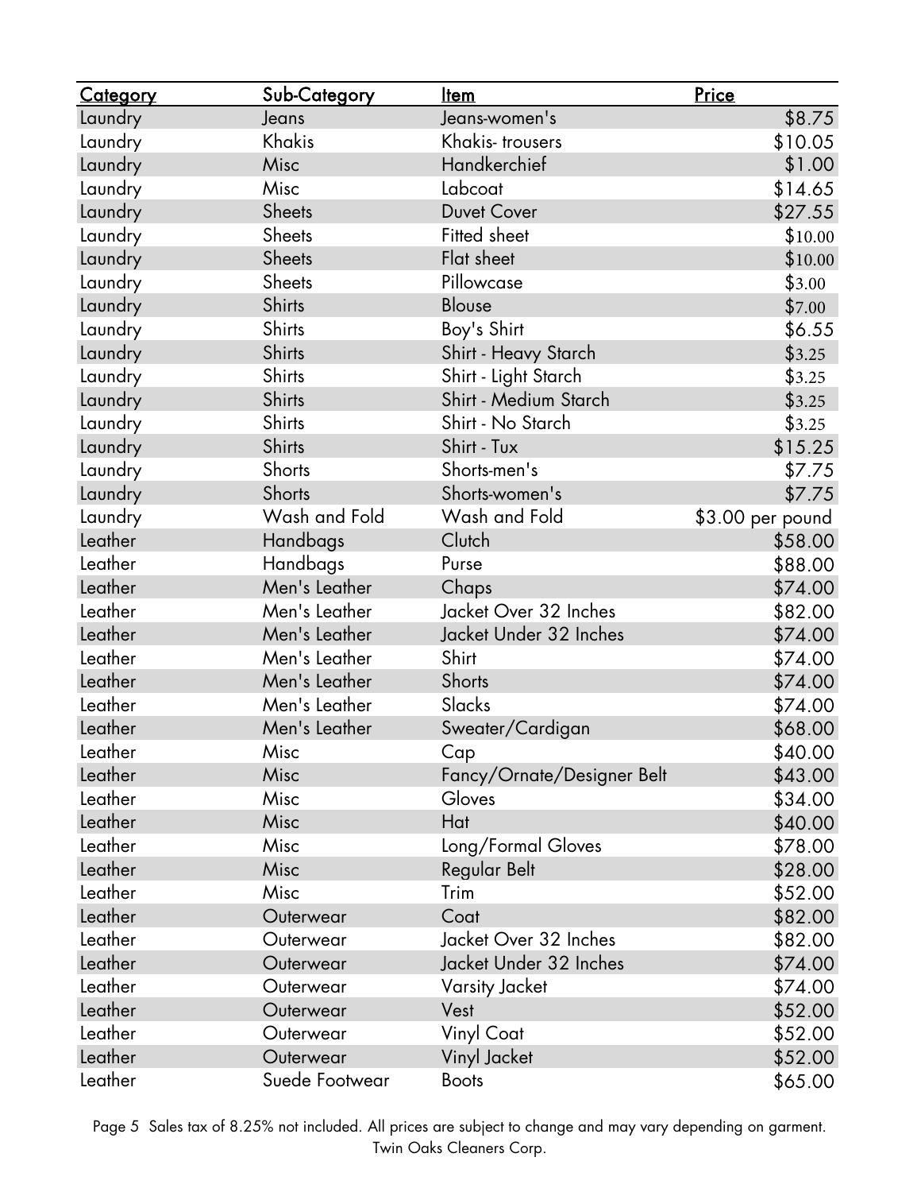| Category | Sub-Category | Item | Price |
|---|---|---|---|
| Laundry | Jeans | Jeans-women's | $8.75 |
| Laundry | Khakis | Khakis- trousers | $10.05 |
| Laundry | Misc | Handkerchief | $1.00 |
| Laundry | Misc | Labcoat | $14.65 |
| Laundry | Sheets | Duvet Cover | $27.55 |
| Laundry | Sheets | Fitted sheet | $10.00 |
| Laundry | Sheets | Flat sheet | $10.00 |
| Laundry | Sheets | Pillowcase | $3.00 |
| Laundry | Shirts | Blouse | $7.00 |
| Laundry | Shirts | Boy's Shirt | $6.55 |
| Laundry | Shirts | Shirt - Heavy Starch | $3.25 |
| Laundry | Shirts | Shirt - Light Starch | $3.25 |
| Laundry | Shirts | Shirt - Medium Starch | $3.25 |
| Laundry | Shirts | Shirt - No Starch | $3.25 |
| Laundry | Shirts | Shirt - Tux | $15.25 |
| Laundry | Shorts | Shorts-men's | $7.75 |
| Laundry | Shorts | Shorts-women's | $7.75 |
| Laundry | Wash and Fold | Wash and Fold | $3.00 per pound |
| Leather | Handbags | Clutch | $58.00 |
| Leather | Handbags | Purse | $88.00 |
| Leather | Men's Leather | Chaps | $74.00 |
| Leather | Men's Leather | Jacket Over 32 Inches | $82.00 |
| Leather | Men's Leather | Jacket Under 32 Inches | $74.00 |
| Leather | Men's Leather | Shirt | $74.00 |
| Leather | Men's Leather | Shorts | $74.00 |
| Leather | Men's Leather | Slacks | $74.00 |
| Leather | Men's Leather | Sweater/Cardigan | $68.00 |
| Leather | Misc | Cap | $40.00 |
| Leather | Misc | Fancy/Ornate/Designer Belt | $43.00 |
| Leather | Misc | Gloves | $34.00 |
| Leather | Misc | Hat | $40.00 |
| Leather | Misc | Long/Formal Gloves | $78.00 |
| Leather | Misc | Regular Belt | $28.00 |
| Leather | Misc | Trim | $52.00 |
| Leather | Outerwear | Coat | $82.00 |
| Leather | Outerwear | Jacket Over 32 Inches | $82.00 |
| Leather | Outerwear | Jacket Under 32 Inches | $74.00 |
| Leather | Outerwear | Varsity Jacket | $74.00 |
| Leather | Outerwear | Vest | $52.00 |
| Leather | Outerwear | Vinyl Coat | $52.00 |
| Leather | Outerwear | Vinyl Jacket | $52.00 |
| Leather | Suede Footwear | Boots | $65.00 |

Sales tax of 8.25% not included. All prices are subject to change and may vary depending on garment.
Twin Oaks Cleaners Corp.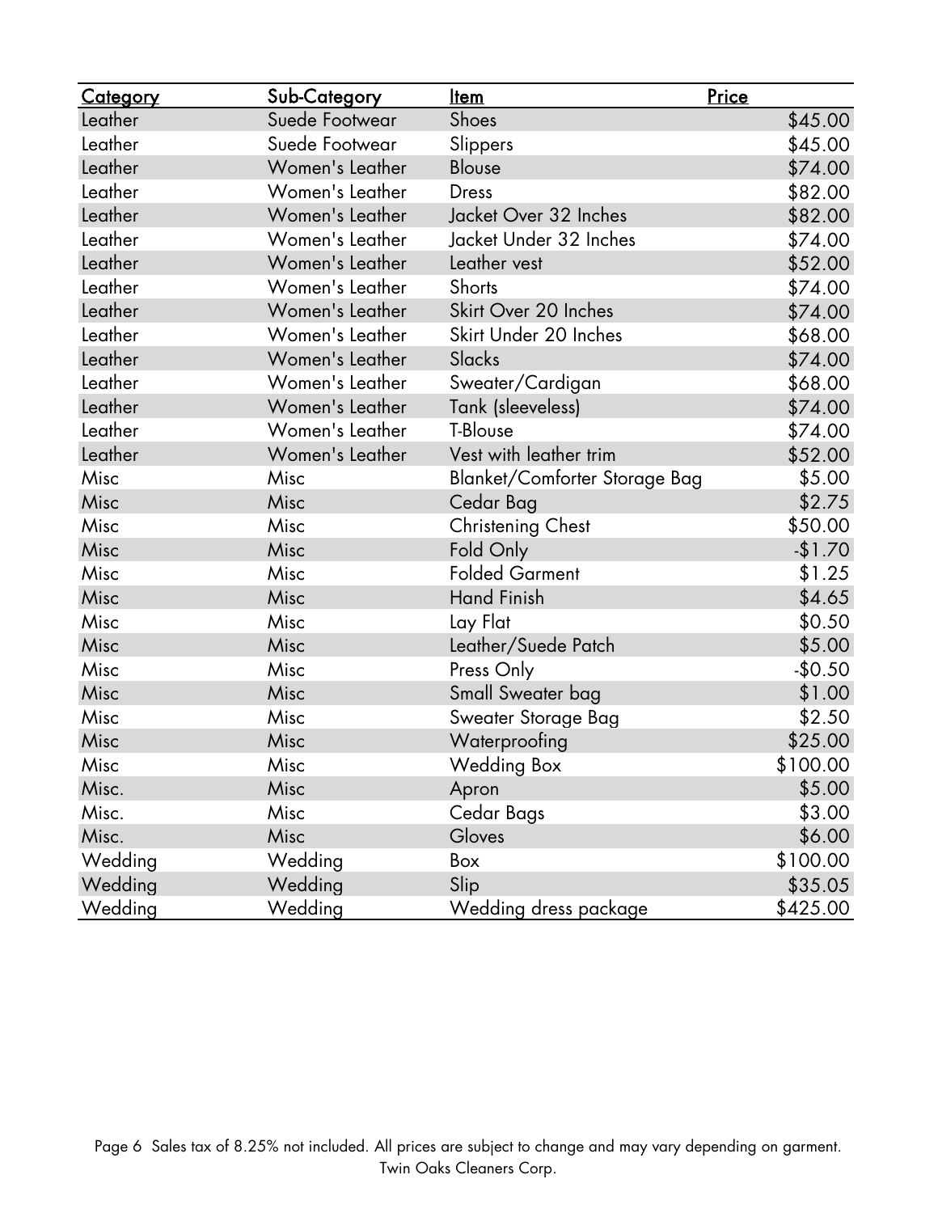| Category | Sub-Category | Item | Price |
|---|---|---|---|
| Leather | Suede Footwear | Shoes | $45.00 |
| Leather | Suede Footwear | Slippers | $45.00 |
| Leather | Women's Leather | Blouse | $74.00 |
| Leather | Women's Leather | Dress | $82.00 |
| Leather | Women's Leather | Jacket Over 32 Inches | $82.00 |
| Leather | Women's Leather | Jacket Under 32 Inches | $74.00 |
| Leather | Women's Leather | Leather vest | $52.00 |
| Leather | Women's Leather | Shorts | $74.00 |
| Leather | Women's Leather | Skirt Over 20 Inches | $74.00 |
| Leather | Women's Leather | Skirt Under 20 Inches | $68.00 |
| Leather | Women's Leather | Slacks | $74.00 |
| Leather | Women's Leather | Sweater/Cardigan | $68.00 |
| Leather | Women's Leather | Tank (sleeveless) | $74.00 |
| Leather | Women's Leather | T-Blouse | $74.00 |
| Leather | Women's Leather | Vest with leather trim | $52.00 |
| Misc | Misc | Blanket/Comforter Storage Bag | $5.00 |
| Misc | Misc | Cedar Bag | $2.75 |
| Misc | Misc | Christening Chest | $50.00 |
| Misc | Misc | Fold Only | -$1.70 |
| Misc | Misc | Folded Garment | $1.25 |
| Misc | Misc | Hand Finish | $4.65 |
| Misc | Misc | Lay Flat | $0.50 |
| Misc | Misc | Leather/Suede Patch | $5.00 |
| Misc | Misc | Press Only | -$0.50 |
| Misc | Misc | Small Sweater bag | $1.00 |
| Misc | Misc | Sweater Storage Bag | $2.50 |
| Misc | Misc | Waterproofing | $25.00 |
| Misc | Misc | Wedding Box | $100.00 |
| Misc. | Misc | Apron | $5.00 |
| Misc. | Misc | Cedar Bags | $3.00 |
| Misc. | Misc | Gloves | $6.00 |
| Wedding | Wedding | Box | $100.00 |
| Wedding | Wedding | Slip | $35.05 |
| Wedding | Wedding | Wedding dress package | $425.00 |

Sales tax of 8.25% not included. All prices are subject to change and may vary depending on garment.
Twin Oaks Cleaners Corp.